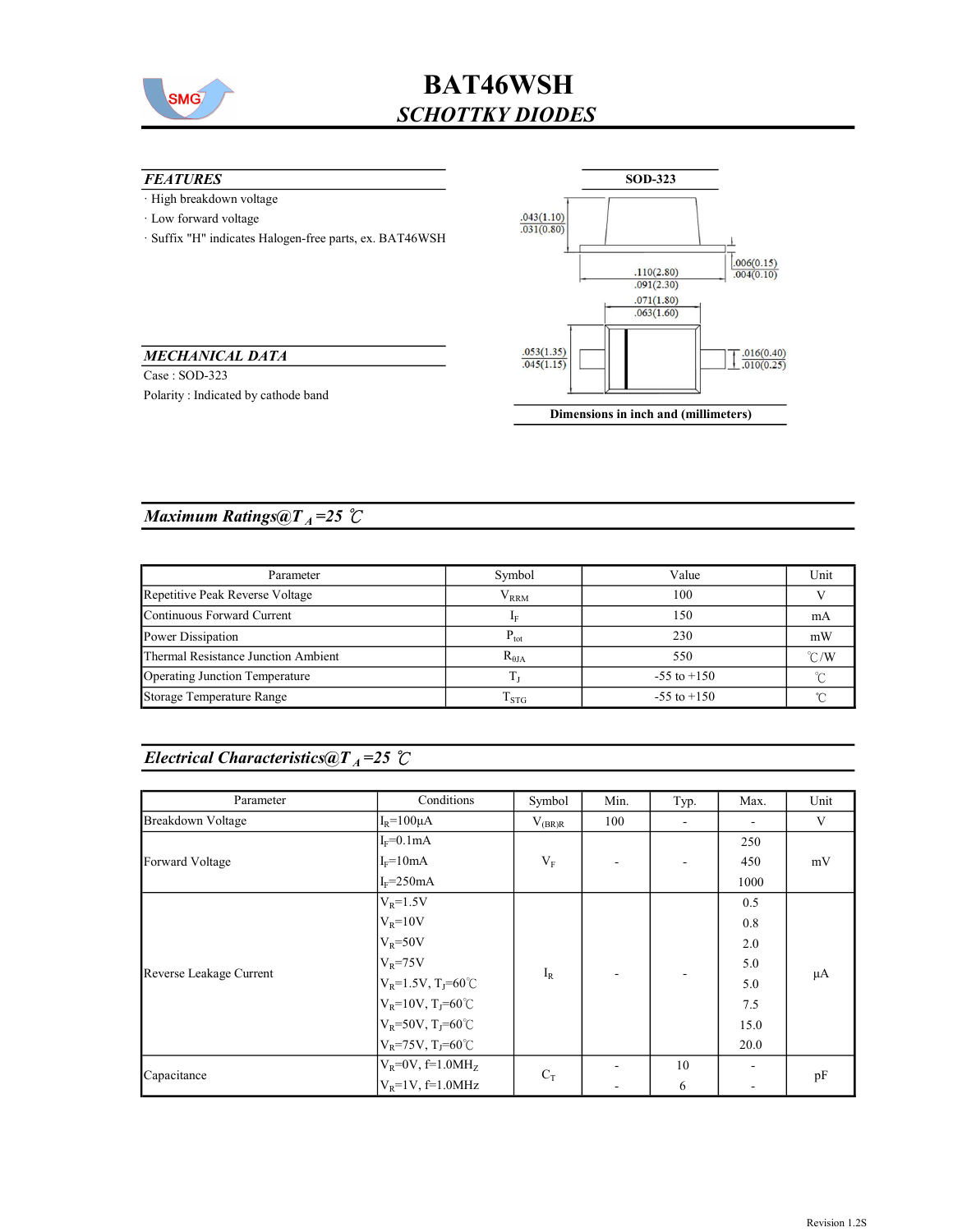# BAT46WSH

## *SCHOTTKY DIODES*

### *FEATURES*

- High breakdown voltage
- Low forward voltage
- Suffix "H" indicates Halogen-free parts, ex. BAT46WSH

### SOD-323

.043(1.10)
.031(0.80)

.006(0.15)
.004(0.10)

.110(2.80)
.091(2.30)

.071(1.80)
.063(1.60)

.053(1.35)
.045(1.15)

.016(0.40)
.010(0.25)

**Dimensions in inch and (millimeters)**

### *MECHANICAL DATA*

Case : SOD-323

Polarity : Indicated by cathode band

## *Maximum Ratings@$T_A$=25 ℃*

| Parameter | Symbol | Value | Unit |
|---|---|---|---|
| Repetitive Peak Reverse Voltage | $V_{RRM}$ | 100 | V |
| Continuous Forward Current | $I_F$ | 150 | mA |
| Power Dissipation | $P_{tot}$ | 230 | mW |
| Thermal Resistance Junction Ambient | $R_{\theta JA}$ | 550 | ℃/W |
| Operating Junction Temperature | $T_J$ | -55 to +150 | ℃ |
| Storage Temperature Range | $T_{STG}$ | -55 to +150 | ℃ |

## *Electrical Characteristics@$T_A$=25 ℃*

| Parameter | Conditions | Symbol | Min. | Typ. | Max. | Unit |
|---|---|---|---|---|---|---|
| Breakdown Voltage | $I_R$=100μA | $V_{(BR)R}$ | 100 | - | - | V |
| Forward Voltage | $I_F$=0.1mA | $V_F$ | - | - | 250 | mV |
| | $I_F$=10mA | | | | 450 | |
| | $I_F$=250mA | | | | 1000 | |
| Reverse Leakage Current | $V_R$=1.5V | $I_R$ | - | - | 0.5 | μA |
| | $V_R$=10V | | | | 0.8 | |
| | $V_R$=50V | | | | 2.0 | |
| | $V_R$=75V | | | | 5.0 | |
| | $V_R$=1.5V, $T_J$=60℃ | | | | 5.0 | |
| | $V_R$=10V, $T_J$=60℃ | | | | 7.5 | |
| | $V_R$=50V, $T_J$=60℃ | | | | 15.0 | |
| | $V_R$=75V, $T_J$=60℃ | | | | 20.0 | |
| Capacitance | $V_R$=0V, f=1.0MHz | $C_T$ | - | 10 | - | pF |
| | $V_R$=1V, f=1.0MHz | | - | 6 | - | |

Revision 1.2S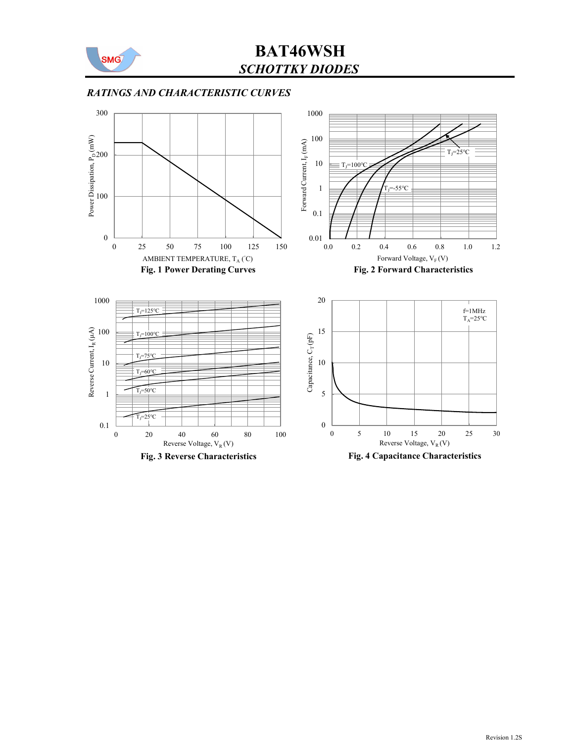## RATINGS AND CHARACTERISTIC CURVES

Fig. 1 Power Derating Curves

Fig. 2 Forward Characteristics

Fig. 3 Reverse Characteristics

Fig. 4 Capacitance Characteristics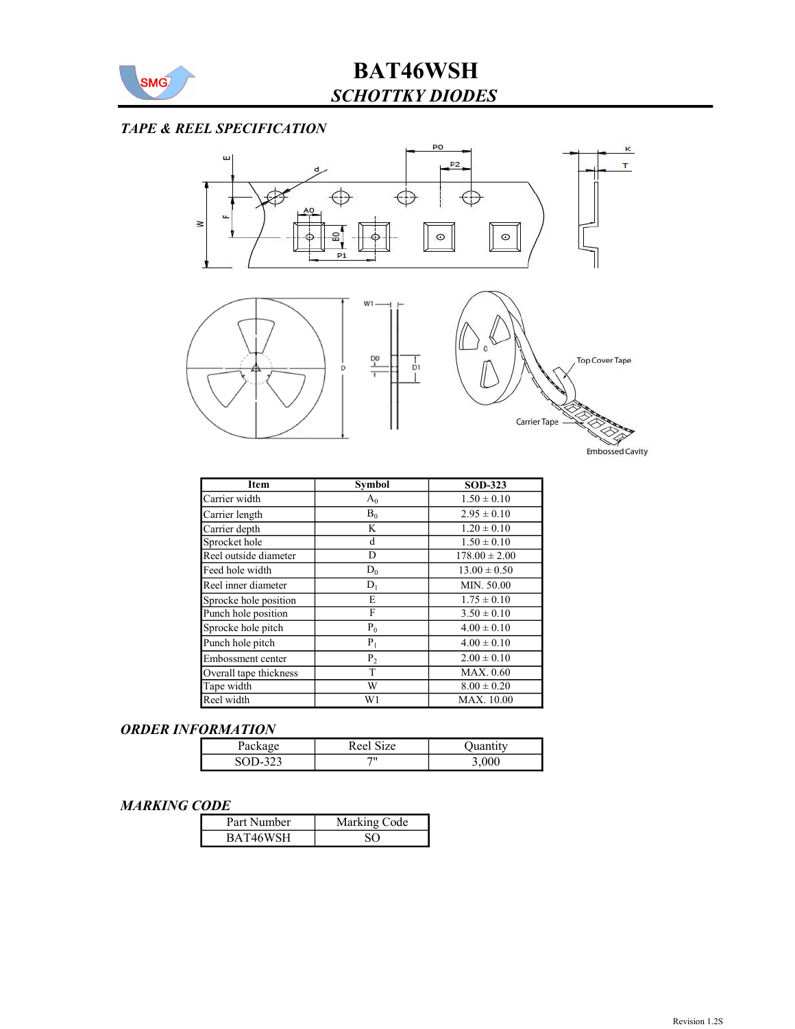# BAT46WSH

## *SCHOTTKY DIODES*

### *TAPE & REEL SPECIFICATION*

| Item | Symbol | SOD-323 |
|---|---|---|
| Carrier width | $A_0$ | 1.50 ± 0.10 |
| Carrier length | $B_0$ | 2.95 ± 0.10 |
| Carrier depth | K | 1.20 ± 0.10 |
| Sprocket hole | d | 1.50 ± 0.10 |
| Reel outside diameter | D | 178.00 ± 2.00 |
| Feed hole width | $D_0$ | 13.00 ± 0.50 |
| Reel inner diameter | $D_1$ | MIN. 50.00 |
| Sprocke hole position | E | 1.75 ± 0.10 |
| Punch hole position | F | 3.50 ± 0.10 |
| Sprocke hole pitch | $P_0$ | 4.00 ± 0.10 |
| Punch hole pitch | $P_1$ | 4.00 ± 0.10 |
| Embossment center | $P_2$ | 2.00 ± 0.10 |
| Overall tape thickness | T | MAX. 0.60 |
| Tape width | W | 8.00 ± 0.20 |
| Reel width | W1 | MAX. 10.00 |

### *ORDER INFORMATION*

| Package | Reel Size | Quantity |
|---|---|---|
| SOD-323 | 7" | 3,000 |

### *MARKING CODE*

| Part Number | Marking Code |
|---|---|
| BAT46WSH | SO |

Revision 1.2S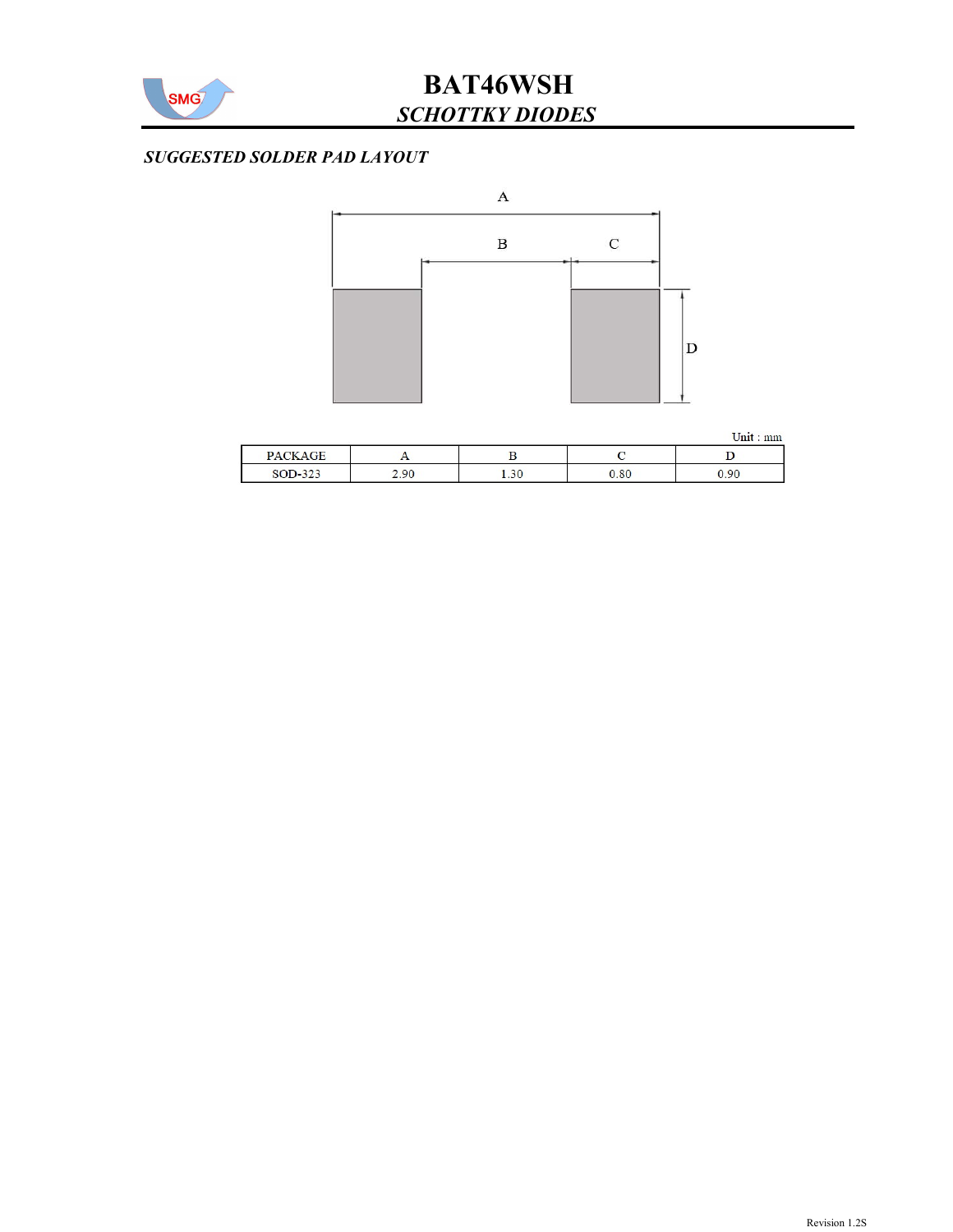## *SUGGESTED SOLDER PAD LAYOUT*

A

B

C

D

Unit : mm

| PACKAGE | A | B | C | D |
|---|---|---|---|---|
| SOD-323 | 2.90 | 1.30 | 0.80 | 0.90 |

Revision 1.2S